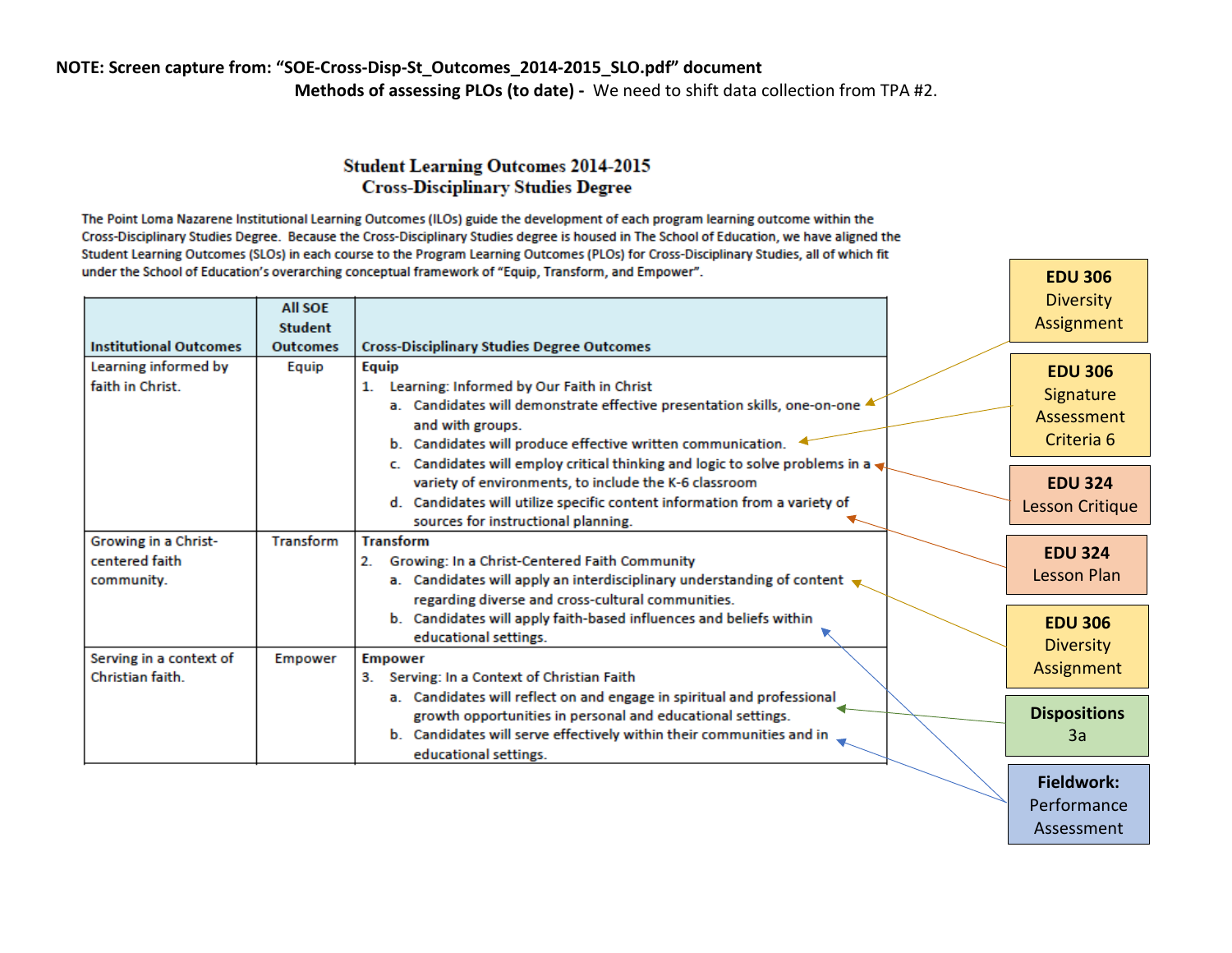**NOTE: Screen capture from: "SOE-Cross-Disp-St_Outcomes_2014-2015_SLO.pdf" document**

**Methods of assessing PLOs (to date) -** We need to shift data collection from TPA #2.

## Student Learning Outcomes 2014-2015
## Cross-Disciplinary Studies Degree

The Point Loma Nazarene Institutional Learning Outcomes (ILOs) guide the development of each program learning outcome within the Cross-Disciplinary Studies Degree. Because the Cross-Disciplinary Studies degree is housed in The School of Education, we have aligned the Student Learning Outcomes (SLOs) in each course to the Program Learning Outcomes (PLOs) for Cross-Disciplinary Studies, all of which fit under the School of Education's overarching conceptual framework of "Equip, Transform, and Empower".

| Institutional Outcomes | All SOE Student Outcomes | Cross-Disciplinary Studies Degree Outcomes |
|---|---|---|
| Learning informed by faith in Christ. | Equip | **Equip**<br>1. Learning: Informed by Our Faith in Christ<br>a. Candidates will demonstrate effective presentation skills, one-on-one and with groups.<br>b. Candidates will produce effective written communication.<br>c. Candidates will employ critical thinking and logic to solve problems in a variety of environments, to include the K-6 classroom<br>d. Candidates will utilize specific content information from a variety of sources for instructional planning. |
| Growing in a Christ-centered faith community. | Transform | **Transform**<br>2. Growing: In a Christ-Centered Faith Community<br>a. Candidates will apply an interdisciplinary understanding of content regarding diverse and cross-cultural communities.<br>b. Candidates will apply faith-based influences and beliefs within educational settings. |
| Serving in a context of Christian faith. | Empower | **Empower**<br>3. Serving: In a Context of Christian Faith<br>a. Candidates will reflect on and engage in spiritual and professional growth opportunities in personal and educational settings.<br>b. Candidates will serve effectively within their communities and in educational settings. |

Assessment methods mapped to outcomes:

- **EDU 306** Diversity Assignment → 1a
- **EDU 306** Signature Assessment Criteria 6 → 1b
- **EDU 324** Lesson Critique → 1c
- **EDU 324** Lesson Plan → 1d
- **EDU 306** Diversity Assignment → 2a
- **Dispositions** 3a → 3a
- **Fieldwork:** Performance Assessment → 2b, 3b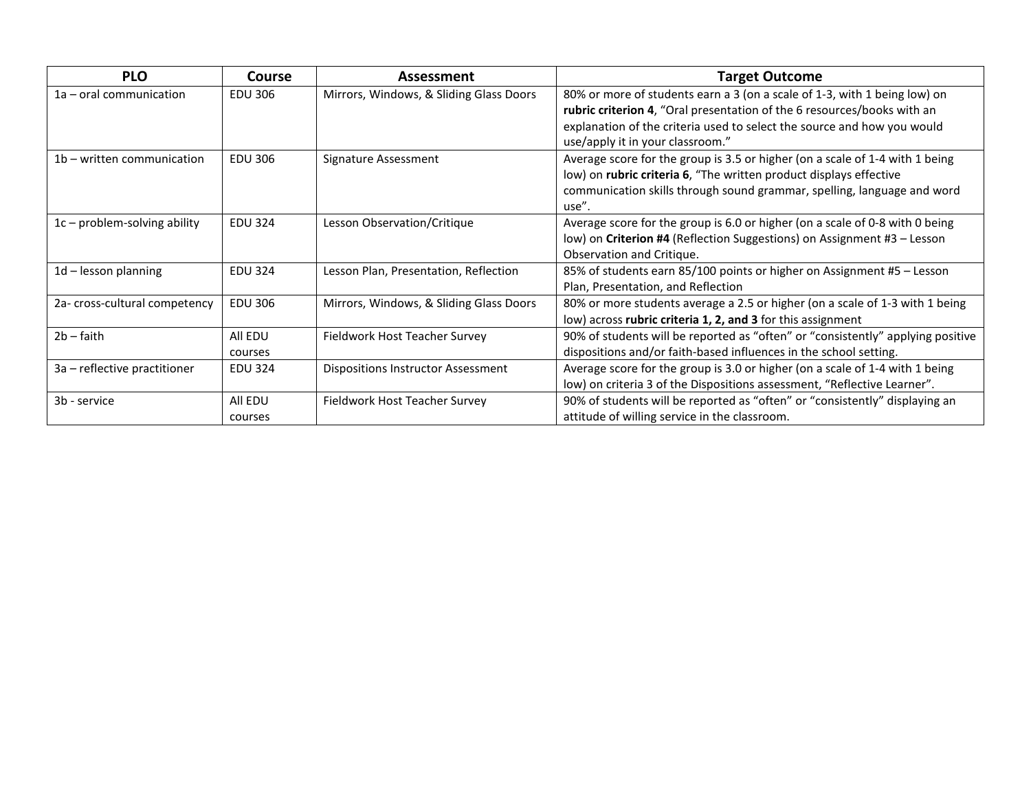| PLO | Course | Assessment | Target Outcome |
|---|---|---|---|
| 1a – oral communication | EDU 306 | Mirrors, Windows, & Sliding Glass Doors | 80% or more of students earn a 3 (on a scale of 1-3, with 1 being low) on **rubric criterion 4**, "Oral presentation of the 6 resources/books with an explanation of the criteria used to select the source and how you would use/apply it in your classroom." |
| 1b – written communication | EDU 306 | Signature Assessment | Average score for the group is 3.5 or higher (on a scale of 1-4 with 1 being low) on **rubric criteria 6**, "The written product displays effective communication skills through sound grammar, spelling, language and word use". |
| 1c – problem-solving ability | EDU 324 | Lesson Observation/Critique | Average score for the group is 6.0 or higher (on a scale of 0-8 with 0 being low) on **Criterion #4** (Reflection Suggestions) on Assignment #3 – Lesson Observation and Critique. |
| 1d – lesson planning | EDU 324 | Lesson Plan, Presentation, Reflection | 85% of students earn 85/100 points or higher on Assignment #5 – Lesson Plan, Presentation, and Reflection |
| 2a- cross-cultural competency | EDU 306 | Mirrors, Windows, & Sliding Glass Doors | 80% or more students average a 2.5 or higher (on a scale of 1-3 with 1 being low) across **rubric criteria 1, 2, and 3** for this assignment |
| 2b – faith | All EDU courses | Fieldwork Host Teacher Survey | 90% of students will be reported as "often" or "consistently" applying positive dispositions and/or faith-based influences in the school setting. |
| 3a – reflective practitioner | EDU 324 | Dispositions Instructor Assessment | Average score for the group is 3.0 or higher (on a scale of 1-4 with 1 being low) on criteria 3 of the Dispositions assessment, "Reflective Learner". |
| 3b - service | All EDU courses | Fieldwork Host Teacher Survey | 90% of students will be reported as "often" or "consistently" displaying an attitude of willing service in the classroom. |